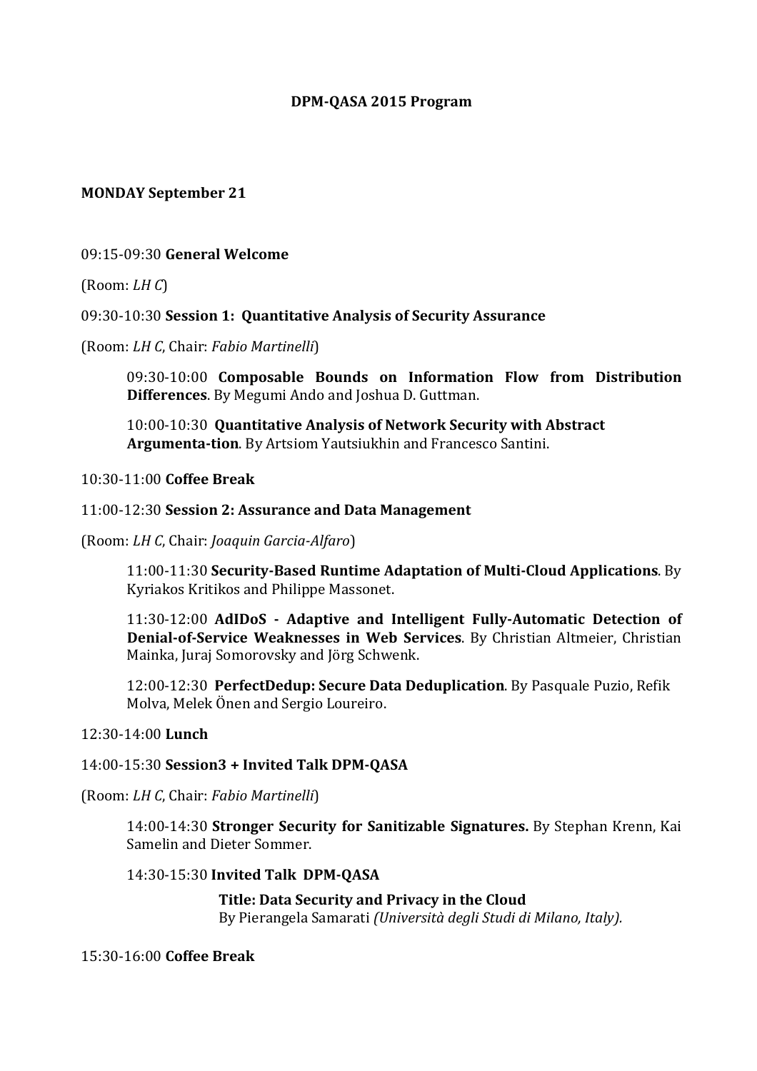# DPM-QASA 2015 Program

## MONDAY September 21

09:15-09:30 **General Welcome**

(Room: *LH C*)

09:30-10:30 **Session 1: Quantitative Analysis of Security Assurance**

(Room: *LH C*, Chair: *Fabio Martinelli*)

> 09:30-10:00 **Composable Bounds on Information Flow from Distribution Differences**. By Megumi Ando and Joshua D. Guttman.
>
> 10:00-10:30 **Quantitative Analysis of Network Security with Abstract Argumenta-tion**. By Artsiom Yautsiukhin and Francesco Santini.

10:30-11:00 **Coffee Break**

11:00-12:30 **Session 2: Assurance and Data Management**

(Room: *LH C*, Chair: *Joaquin Garcia-Alfaro*)

> 11:00-11:30 **Security-Based Runtime Adaptation of Multi-Cloud Applications**. By Kyriakos Kritikos and Philippe Massonet.
>
> 11:30-12:00 **AdIDoS - Adaptive and Intelligent Fully-Automatic Detection of Denial-of-Service Weaknesses in Web Services**. By Christian Altmeier, Christian Mainka, Juraj Somorovsky and Jörg Schwenk.
>
> 12:00-12:30 **PerfectDedup: Secure Data Deduplication**. By Pasquale Puzio, Refik Molva, Melek Önen and Sergio Loureiro.

12:30-14:00 **Lunch**

14:00-15:30 **Session3 + Invited Talk DPM-QASA**

(Room: *LH C*, Chair: *Fabio Martinelli*)

> 14:00-14:30 **Stronger Security for Sanitizable Signatures.** By Stephan Krenn, Kai Samelin and Dieter Sommer.
>
> 14:30-15:30 **Invited Talk DPM-QASA**
>
> **Title: Data Security and Privacy in the Cloud**
> By Pierangela Samarati *(Università degli Studi di Milano, Italy).*

15:30-16:00 **Coffee Break**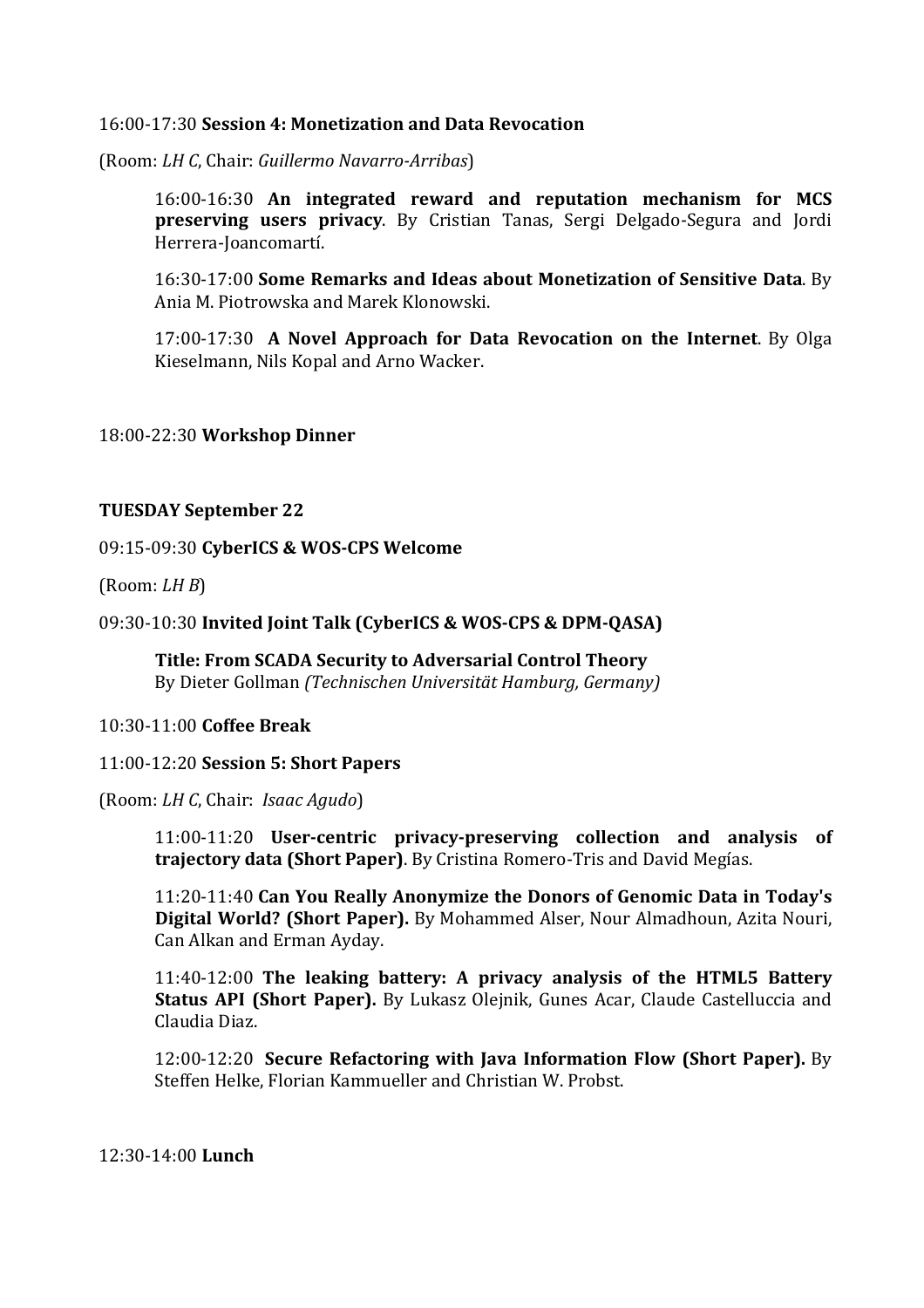16:00-17:30 **Session 4: Monetization and Data Revocation**

(Room: *LH C*, Chair: *Guillermo Navarro-Arribas*)

> 16:00-16:30 **An integrated reward and reputation mechanism for MCS preserving users privacy**. By Cristian Tanas, Sergi Delgado-Segura and Jordi Herrera-Joancomartí.
>
> 16:30-17:00 **Some Remarks and Ideas about Monetization of Sensitive Data**. By Ania M. Piotrowska and Marek Klonowski.
>
> 17:00-17:30 **A Novel Approach for Data Revocation on the Internet**. By Olga Kieselmann, Nils Kopal and Arno Wacker.

18:00-22:30 **Workshop Dinner**

**TUESDAY September 22**

09:15-09:30 **CyberICS & WOS-CPS Welcome**

(Room: *LH B*)

09:30-10:30 **Invited Joint Talk (CyberICS & WOS-CPS & DPM-QASA)**

> **Title: From SCADA Security to Adversarial Control Theory**
> By Dieter Gollman *(Technischen Universität Hamburg, Germany)*

10:30-11:00 **Coffee Break**

11:00-12:20 **Session 5: Short Papers**

(Room: *LH C*, Chair: *Isaac Agudo*)

> 11:00-11:20 **User-centric privacy-preserving collection and analysis of trajectory data (Short Paper)**. By Cristina Romero-Tris and David Megías.
>
> 11:20-11:40 **Can You Really Anonymize the Donors of Genomic Data in Today's Digital World? (Short Paper).** By Mohammed Alser, Nour Almadhoun, Azita Nouri, Can Alkan and Erman Ayday.
>
> 11:40-12:00 **The leaking battery: A privacy analysis of the HTML5 Battery Status API (Short Paper).** By Lukasz Olejnik, Gunes Acar, Claude Castelluccia and Claudia Diaz.
>
> 12:00-12:20 **Secure Refactoring with Java Information Flow (Short Paper).** By Steffen Helke, Florian Kammueller and Christian W. Probst.

12:30-14:00 **Lunch**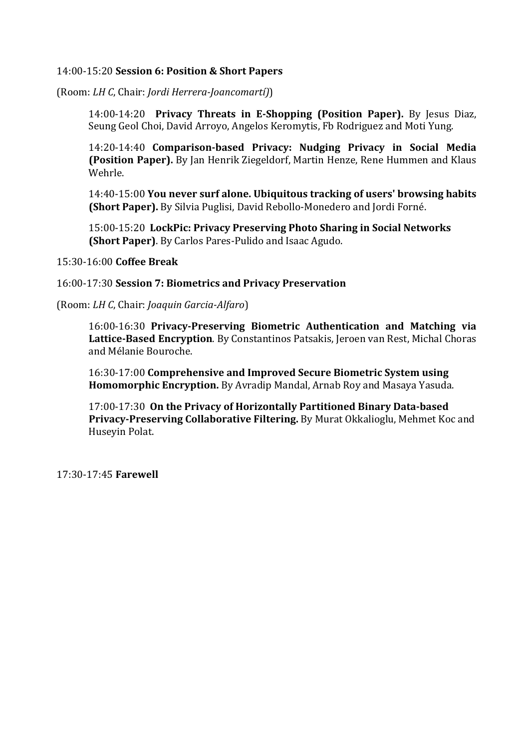14:00-15:20 **Session 6: Position & Short Papers**

(Room: *LH C*, Chair: *Jordi Herrera-Joancomartí*)

> 14:00-14:20 **Privacy Threats in E-Shopping (Position Paper).** By Jesus Diaz, Seung Geol Choi, David Arroyo, Angelos Keromytis, Fb Rodriguez and Moti Yung.
>
> 14:20-14:40 **Comparison-based Privacy: Nudging Privacy in Social Media (Position Paper).** By Jan Henrik Ziegeldorf, Martin Henze, Rene Hummen and Klaus Wehrle.
>
> 14:40-15:00 **You never surf alone. Ubiquitous tracking of users' browsing habits (Short Paper).** By Silvia Puglisi, David Rebollo-Monedero and Jordi Forné.
>
> 15:00-15:20 **LockPic: Privacy Preserving Photo Sharing in Social Networks (Short Paper)**. By Carlos Pares-Pulido and Isaac Agudo.

15:30-16:00 **Coffee Break**

16:00-17:30 **Session 7: Biometrics and Privacy Preservation**

(Room: *LH C*, Chair: *Joaquin Garcia-Alfaro*)

> 16:00-16:30 **Privacy-Preserving Biometric Authentication and Matching via Lattice-Based Encryption**. By Constantinos Patsakis, Jeroen van Rest, Michal Choras and Mélanie Bouroche.
>
> 16:30-17:00 **Comprehensive and Improved Secure Biometric System using Homomorphic Encryption.** By Avradip Mandal, Arnab Roy and Masaya Yasuda.
>
> 17:00-17:30 **On the Privacy of Horizontally Partitioned Binary Data-based Privacy-Preserving Collaborative Filtering.** By Murat Okkalioglu, Mehmet Koc and Huseyin Polat.

17:30-17:45 **Farewell**